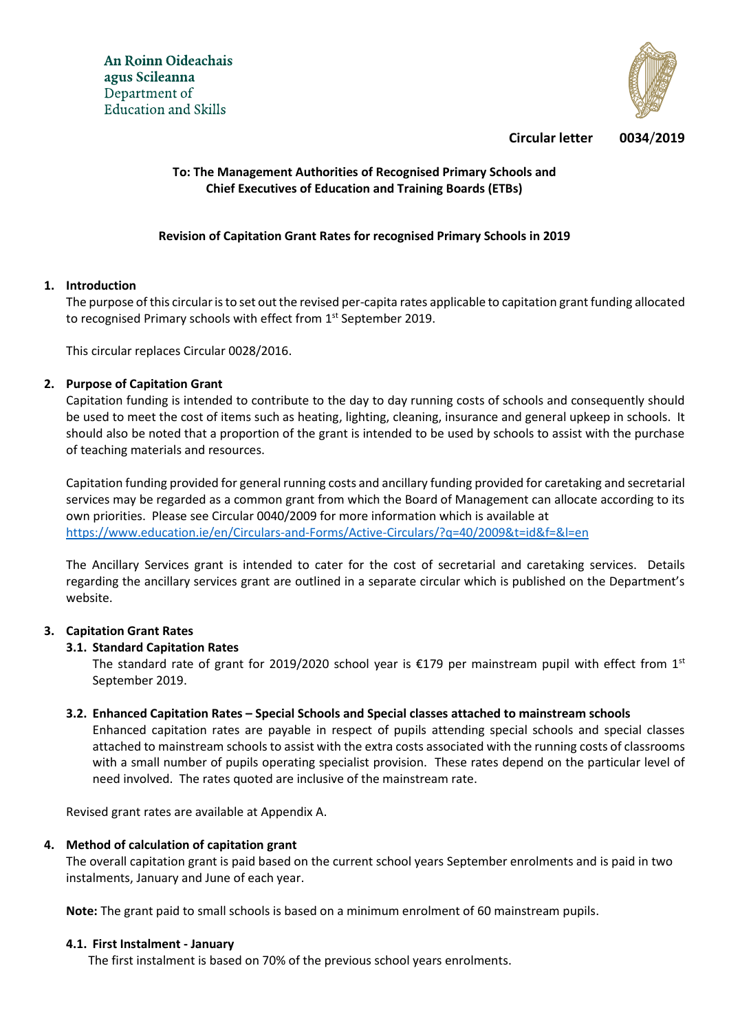An Roinn Oideachais
agus Scileanna
Department of
Education and Skills

**Circular letter 0034/2019**

**To: The Management Authorities of Recognised Primary Schools and Chief Executives of Education and Training Boards (ETBs)**

**Revision of Capitation Grant Rates for recognised Primary Schools in 2019**

## 1. Introduction

The purpose of this circular is to set out the revised per-capita rates applicable to capitation grant funding allocated to recognised Primary schools with effect from 1st September 2019.

This circular replaces Circular 0028/2016.

## 2. Purpose of Capitation Grant

Capitation funding is intended to contribute to the day to day running costs of schools and consequently should be used to meet the cost of items such as heating, lighting, cleaning, insurance and general upkeep in schools. It should also be noted that a proportion of the grant is intended to be used by schools to assist with the purchase of teaching materials and resources.

Capitation funding provided for general running costs and ancillary funding provided for caretaking and secretarial services may be regarded as a common grant from which the Board of Management can allocate according to its own priorities. Please see Circular 0040/2009 for more information which is available at https://www.education.ie/en/Circulars-and-Forms/Active-Circulars/?q=40/2009&t=id&f=&l=en

The Ancillary Services grant is intended to cater for the cost of secretarial and caretaking services. Details regarding the ancillary services grant are outlined in a separate circular which is published on the Department's website.

## 3. Capitation Grant Rates

### 3.1. Standard Capitation Rates

The standard rate of grant for 2019/2020 school year is €179 per mainstream pupil with effect from 1st September 2019.

### 3.2. Enhanced Capitation Rates – Special Schools and Special classes attached to mainstream schools

Enhanced capitation rates are payable in respect of pupils attending special schools and special classes attached to mainstream schools to assist with the extra costs associated with the running costs of classrooms with a small number of pupils operating specialist provision. These rates depend on the particular level of need involved. The rates quoted are inclusive of the mainstream rate.

Revised grant rates are available at Appendix A.

## 4. Method of calculation of capitation grant

The overall capitation grant is paid based on the current school years September enrolments and is paid in two instalments, January and June of each year.

**Note:** The grant paid to small schools is based on a minimum enrolment of 60 mainstream pupils.

### 4.1. First Instalment - January

The first instalment is based on 70% of the previous school years enrolments.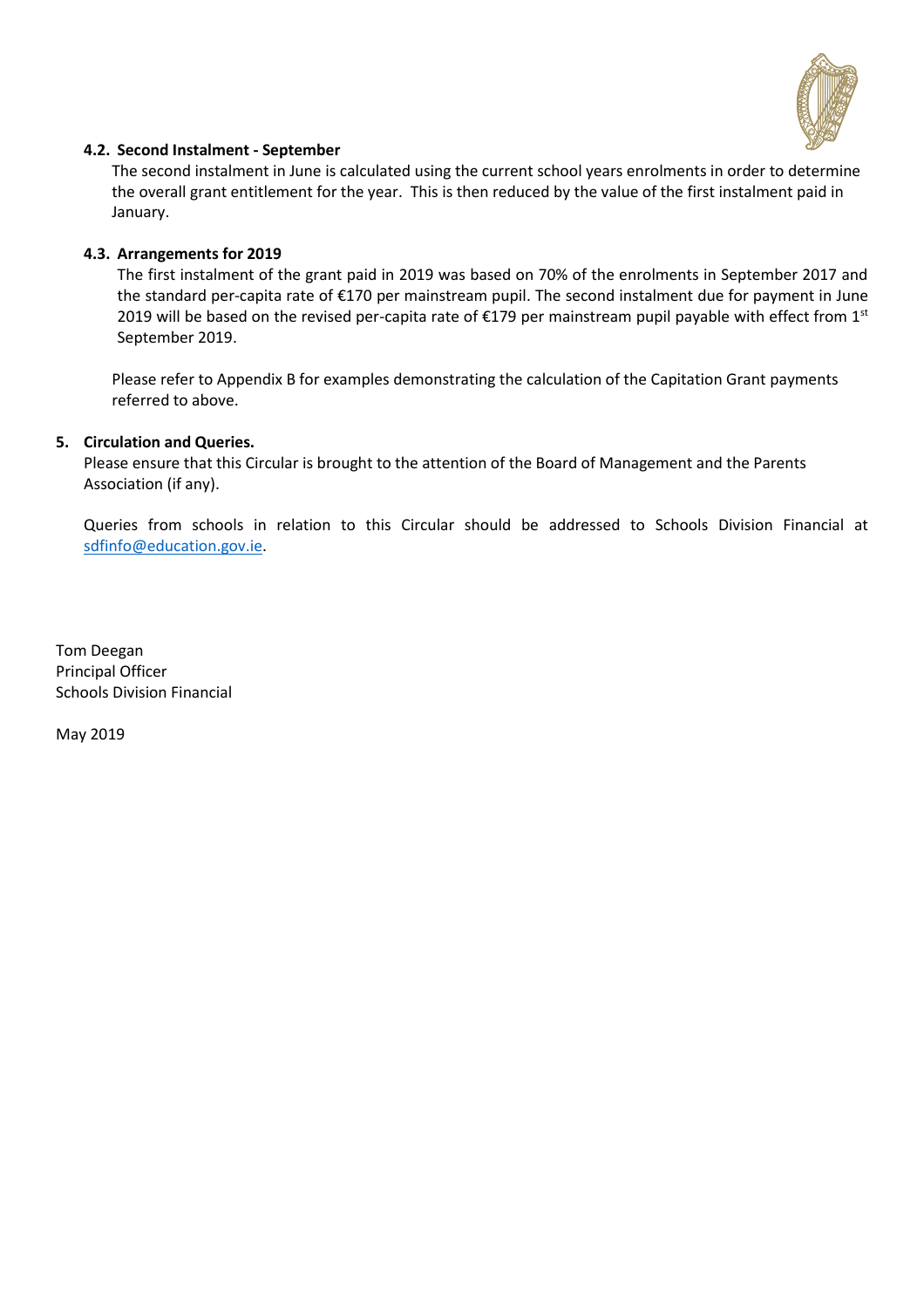### 4.2. Second Instalment - September

The second instalment in June is calculated using the current school years enrolments in order to determine the overall grant entitlement for the year. This is then reduced by the value of the first instalment paid in January.

### 4.3. Arrangements for 2019

The first instalment of the grant paid in 2019 was based on 70% of the enrolments in September 2017 and the standard per-capita rate of €170 per mainstream pupil. The second instalment due for payment in June 2019 will be based on the revised per-capita rate of €179 per mainstream pupil payable with effect from 1st September 2019.

Please refer to Appendix B for examples demonstrating the calculation of the Capitation Grant payments referred to above.

## 5. Circulation and Queries.

Please ensure that this Circular is brought to the attention of the Board of Management and the Parents Association (if any).

Queries from schools in relation to this Circular should be addressed to Schools Division Financial at sdfinfo@education.gov.ie.

Tom Deegan
Principal Officer
Schools Division Financial

May 2019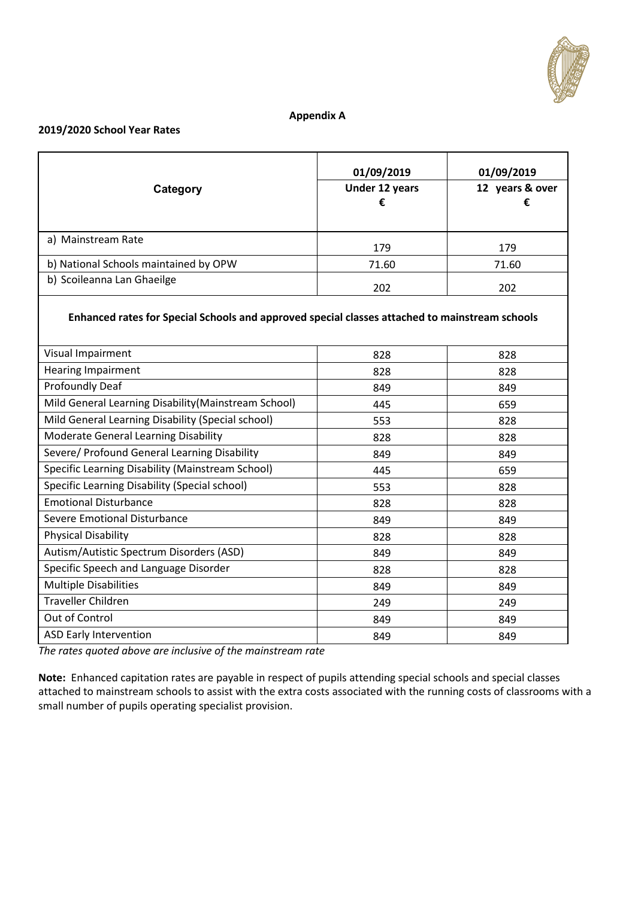**Appendix A**

**2019/2020 School Year Rates**

| Category | 01/09/2019<br>Under 12 years<br>€ | 01/09/2019<br>12 years & over<br>€ |
|---|---|---|
| a) Mainstream Rate | 179 | 179 |
| b) National Schools maintained by OPW | 71.60 | 71.60 |
| b) Scoileanna Lan Ghaeilge | 202 | 202 |
| **Enhanced rates for Special Schools and approved special classes attached to mainstream schools** | | |
| Visual Impairment | 828 | 828 |
| Hearing Impairment | 828 | 828 |
| Profoundly Deaf | 849 | 849 |
| Mild General Learning Disability(Mainstream School) | 445 | 659 |
| Mild General Learning Disability (Special school) | 553 | 828 |
| Moderate General Learning Disability | 828 | 828 |
| Severe/ Profound General Learning Disability | 849 | 849 |
| Specific Learning Disability (Mainstream School) | 445 | 659 |
| Specific Learning Disability (Special school) | 553 | 828 |
| Emotional Disturbance | 828 | 828 |
| Severe Emotional Disturbance | 849 | 849 |
| Physical Disability | 828 | 828 |
| Autism/Autistic Spectrum Disorders (ASD) | 849 | 849 |
| Specific Speech and Language Disorder | 828 | 828 |
| Multiple Disabilities | 849 | 849 |
| Traveller Children | 249 | 249 |
| Out of Control | 849 | 849 |
| ASD Early Intervention | 849 | 849 |

*The rates quoted above are inclusive of the mainstream rate*

**Note:** Enhanced capitation rates are payable in respect of pupils attending special schools and special classes attached to mainstream schools to assist with the extra costs associated with the running costs of classrooms with a small number of pupils operating specialist provision.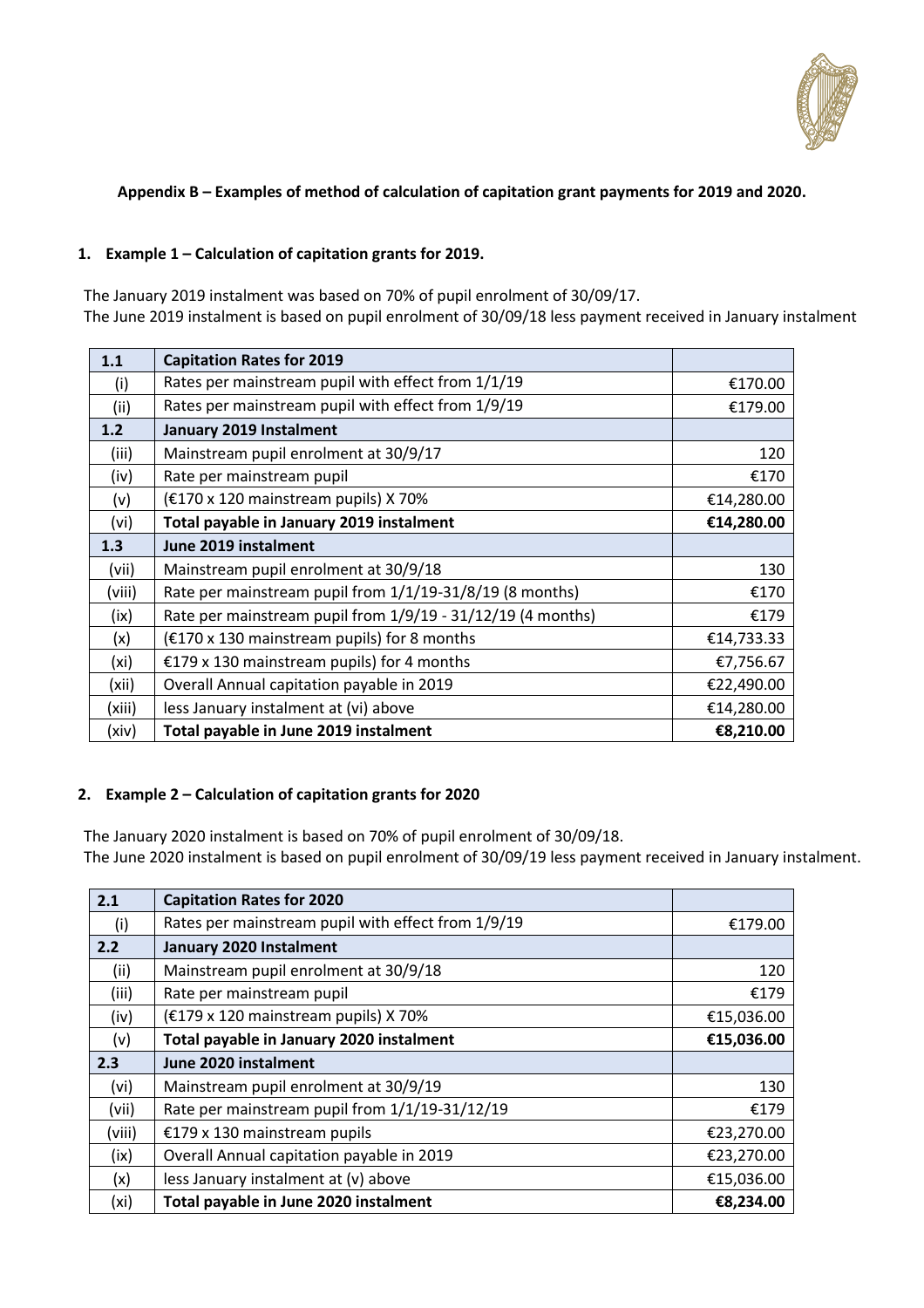**Appendix B – Examples of method of calculation of capitation grant payments for 2019 and 2020.**

## 1. Example 1 – Calculation of capitation grants for 2019.

The January 2019 instalment was based on 70% of pupil enrolment of 30/09/17.
The June 2019 instalment is based on pupil enrolment of 30/09/18 less payment received in January instalment

| **1.1** | **Capitation Rates for 2019** | |
|---|---|---|
| (i) | Rates per mainstream pupil with effect from 1/1/19 | €170.00 |
| (ii) | Rates per mainstream pupil with effect from 1/9/19 | €179.00 |
| **1.2** | **January 2019 Instalment** | |
| (iii) | Mainstream pupil enrolment at 30/9/17 | 120 |
| (iv) | Rate per mainstream pupil | €170 |
| (v) | (€170 x 120 mainstream pupils) X 70% | €14,280.00 |
| (vi) | **Total payable in January 2019 instalment** | **€14,280.00** |
| **1.3** | **June 2019 instalment** | |
| (vii) | Mainstream pupil enrolment at 30/9/18 | 130 |
| (viii) | Rate per mainstream pupil from 1/1/19-31/8/19 (8 months) | €170 |
| (ix) | Rate per mainstream pupil from 1/9/19 - 31/12/19 (4 months) | €179 |
| (x) | (€170 x 130 mainstream pupils) for 8 months | €14,733.33 |
| (xi) | €179 x 130 mainstream pupils) for 4 months | €7,756.67 |
| (xii) | Overall Annual capitation payable in 2019 | €22,490.00 |
| (xiii) | less January instalment at (vi) above | €14,280.00 |
| (xiv) | **Total payable in June 2019 instalment** | **€8,210.00** |

## 2. Example 2 – Calculation of capitation grants for 2020

The January 2020 instalment is based on 70% of pupil enrolment of 30/09/18.
The June 2020 instalment is based on pupil enrolment of 30/09/19 less payment received in January instalment.

| **2.1** | **Capitation Rates for 2020** | |
|---|---|---|
| (i) | Rates per mainstream pupil with effect from 1/9/19 | €179.00 |
| **2.2** | **January 2020 Instalment** | |
| (ii) | Mainstream pupil enrolment at 30/9/18 | 120 |
| (iii) | Rate per mainstream pupil | €179 |
| (iv) | (€179 x 120 mainstream pupils) X 70% | €15,036.00 |
| (v) | **Total payable in January 2020 instalment** | **€15,036.00** |
| **2.3** | **June 2020 instalment** | |
| (vi) | Mainstream pupil enrolment at 30/9/19 | 130 |
| (vii) | Rate per mainstream pupil from 1/1/19-31/12/19 | €179 |
| (viii) | €179 x 130 mainstream pupils | €23,270.00 |
| (ix) | Overall Annual capitation payable in 2019 | €23,270.00 |
| (x) | less January instalment at (v) above | €15,036.00 |
| (xi) | **Total payable in June 2020 instalment** | **€8,234.00** |